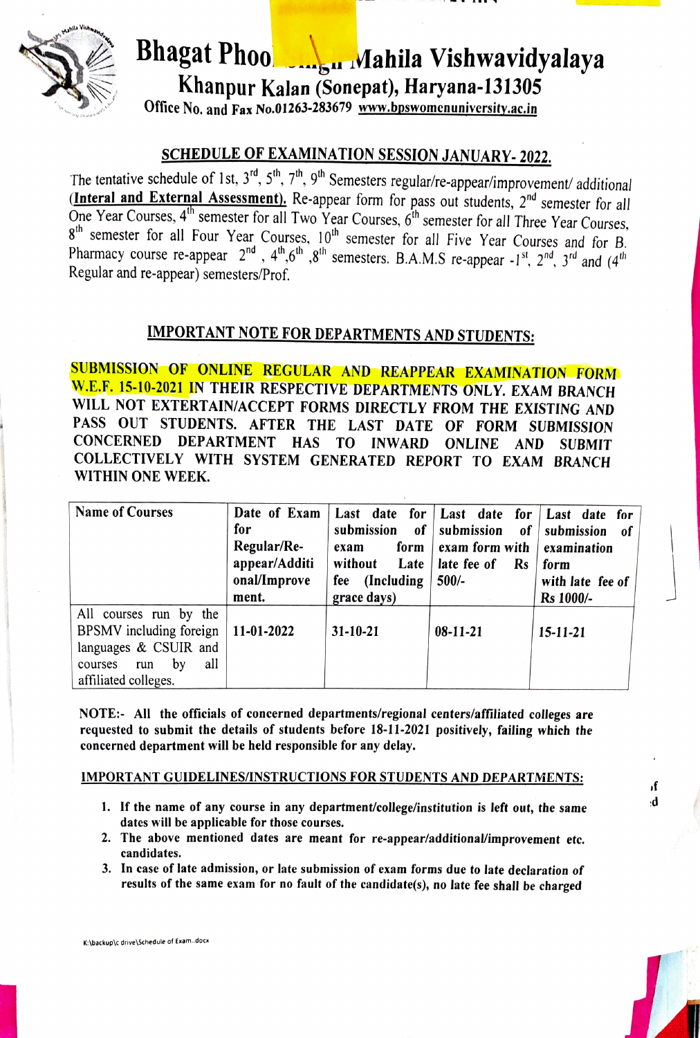# Bhagat Phool Singh Mahila Vishwavidyalaya

## Khanpur Kalan (Sonepat), Haryana-131305

Office No. and Fax No.01263-283679 www.bpswomenuniversity.ac.in

## SCHEDULE OF EXAMINATION SESSION JANUARY- 2022.

The tentative schedule of 1st, 3rd, 5th, 7th, 9th Semesters regular/re-appear/improvement/ additional (**Interal and External Assessment).** Re-appear form for pass out students, 2nd semester for all One Year Courses, 4th semester for all Two Year Courses, 6th semester for all Three Year Courses, 8th semester for all Four Year Courses, 10th semester for all Five Year Courses and for B. Pharmacy course re-appear 2nd, 4th, 6th, 8th semesters. B.A.M.S re-appear -1st, 2nd, 3rd and (4th Regular and re-appear) semesters/Prof.

## IMPORTANT NOTE FOR DEPARTMENTS AND STUDENTS:

**SUBMISSION OF ONLINE REGULAR AND REAPPEAR EXAMINATION FORM W.E.F. 15-10-2021 IN THEIR RESPECTIVE DEPARTMENTS ONLY. EXAM BRANCH WILL NOT EXTERTAIN/ACCEPT FORMS DIRECTLY FROM THE EXISTING AND PASS OUT STUDENTS. AFTER THE LAST DATE OF FORM SUBMISSION CONCERNED DEPARTMENT HAS TO INWARD ONLINE AND SUBMIT COLLECTIVELY WITH SYSTEM GENERATED REPORT TO EXAM BRANCH WITHIN ONE WEEK.**

| Name of Courses | Date of Exam for Regular/Re-appear/Additional/Improvement. | Last date for submission of exam form without Late fee (Including grace days) | Last date for submission of exam form with late fee of Rs 500/- | Last date for submission of examination form with late fee of Rs 1000/- |
|---|---|---|---|---|
| All courses run by the BPSMV including foreign languages & CSUIR and courses run by all affiliated colleges. | 11-01-2022 | 31-10-21 | 08-11-21 | 15-11-21 |

**NOTE:- All the officials of concerned departments/regional centers/affiliated colleges are requested to submit the details of students before 18-11-2021 positively, failing which the concerned department will be held responsible for any delay.**

### IMPORTANT GUIDELINES/INSTRUCTIONS FOR STUDENTS AND DEPARTMENTS:

1. **If the name of any course in any department/college/institution is left out, the same dates will be applicable for those courses.**
2. **The above mentioned dates are meant for re-appear/additional/improvement etc. candidates.**
3. **In case of late admission, or late submission of exam forms due to late declaration of results of the same exam for no fault of the candidate(s), no late fee shall be charged**

K:\backup\c drive\Schedule of Exam..docx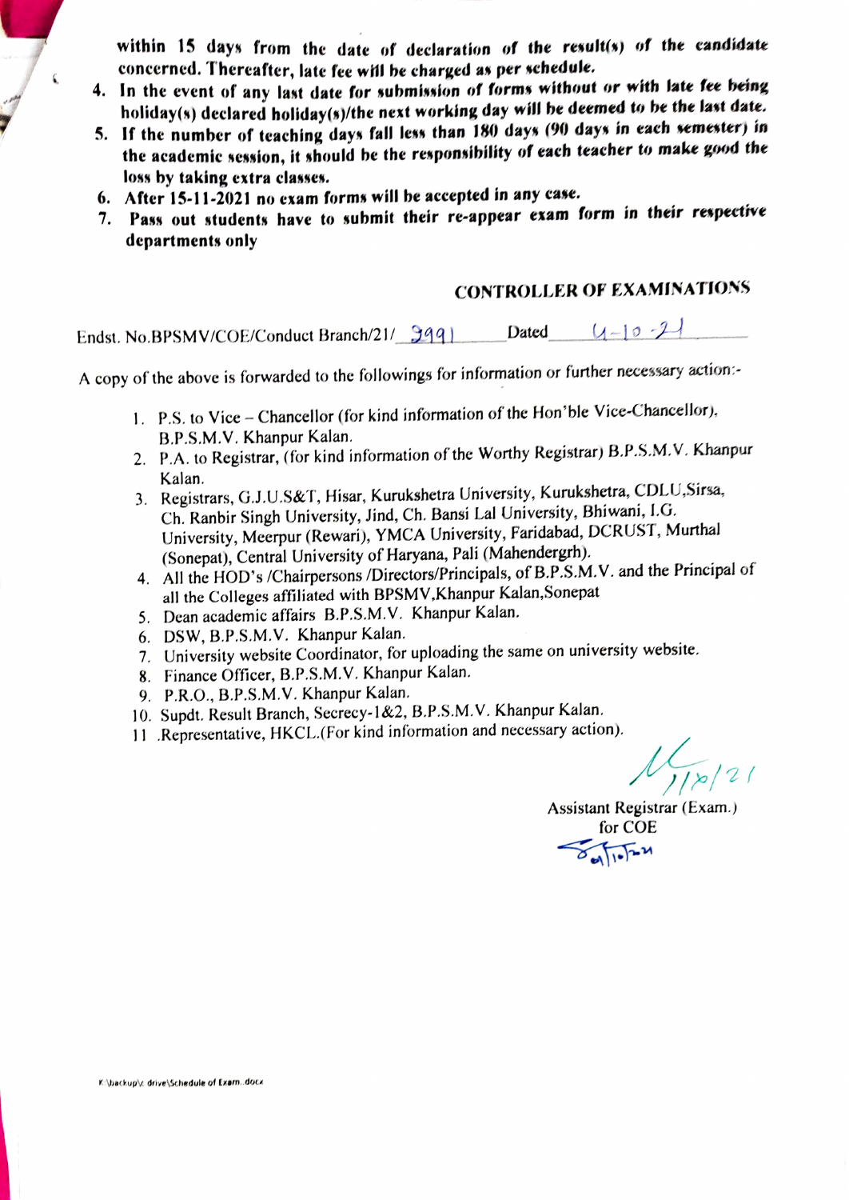within 15 days from the date of declaration of the result(s) of the candidate concerned. Thereafter, late fee will be charged as per schedule.

4. **In the event of any last date for submission of forms without or with late fee being holiday(s) declared holiday(s)/the next working day will be deemed to be the last date.**
5. **If the number of teaching days fall less than 180 days (90 days in each semester) in the academic session, it should be the responsibility of each teacher to make good the loss by taking extra classes.**
6. **After 15-11-2021 no exam forms will be accepted in any case.**
7. **Pass out students have to submit their re-appear exam form in their respective departments only**

**CONTROLLER OF EXAMINATIONS**

Endst. No.BPSMV/COE/Conduct Branch/21/ 3991 Dated 4-10-21

A copy of the above is forwarded to the followings for information or further necessary action:-

1. P.S. to Vice – Chancellor (for kind information of the Hon'ble Vice-Chancellor), B.P.S.M.V. Khanpur Kalan.
2. P.A. to Registrar, (for kind information of the Worthy Registrar) B.P.S.M.V. Khanpur Kalan.
3. Registrars, G.J.U.S&T, Hisar, Kurukshetra University, Kurukshetra, CDLU,Sirsa, Ch. Ranbir Singh University, Jind, Ch. Bansi Lal University, Bhiwani, I.G. University, Meerpur (Rewari), YMCA University, Faridabad, DCRUST, Murthal (Sonepat), Central University of Haryana, Pali (Mahendergrh).
4. All the HOD's /Chairpersons /Directors/Principals, of B.P.S.M.V. and the Principal of all the Colleges affiliated with BPSMV,Khanpur Kalan,Sonepat
5. Dean academic affairs B.P.S.M.V. Khanpur Kalan.
6. DSW, B.P.S.M.V. Khanpur Kalan.
7. University website Coordinator, for uploading the same on university website.
8. Finance Officer, B.P.S.M.V. Khanpur Kalan.
9. P.R.O., B.P.S.M.V. Khanpur Kalan.
10. Supdt. Result Branch, Secrecy-1&2, B.P.S.M.V. Khanpur Kalan.
11. Representative, HKCL.(For kind information and necessary action).

1/10/21

Assistant Registrar (Exam.)
for COE

04/10/21

K:\backup\c drive\Schedule of Exam..docx